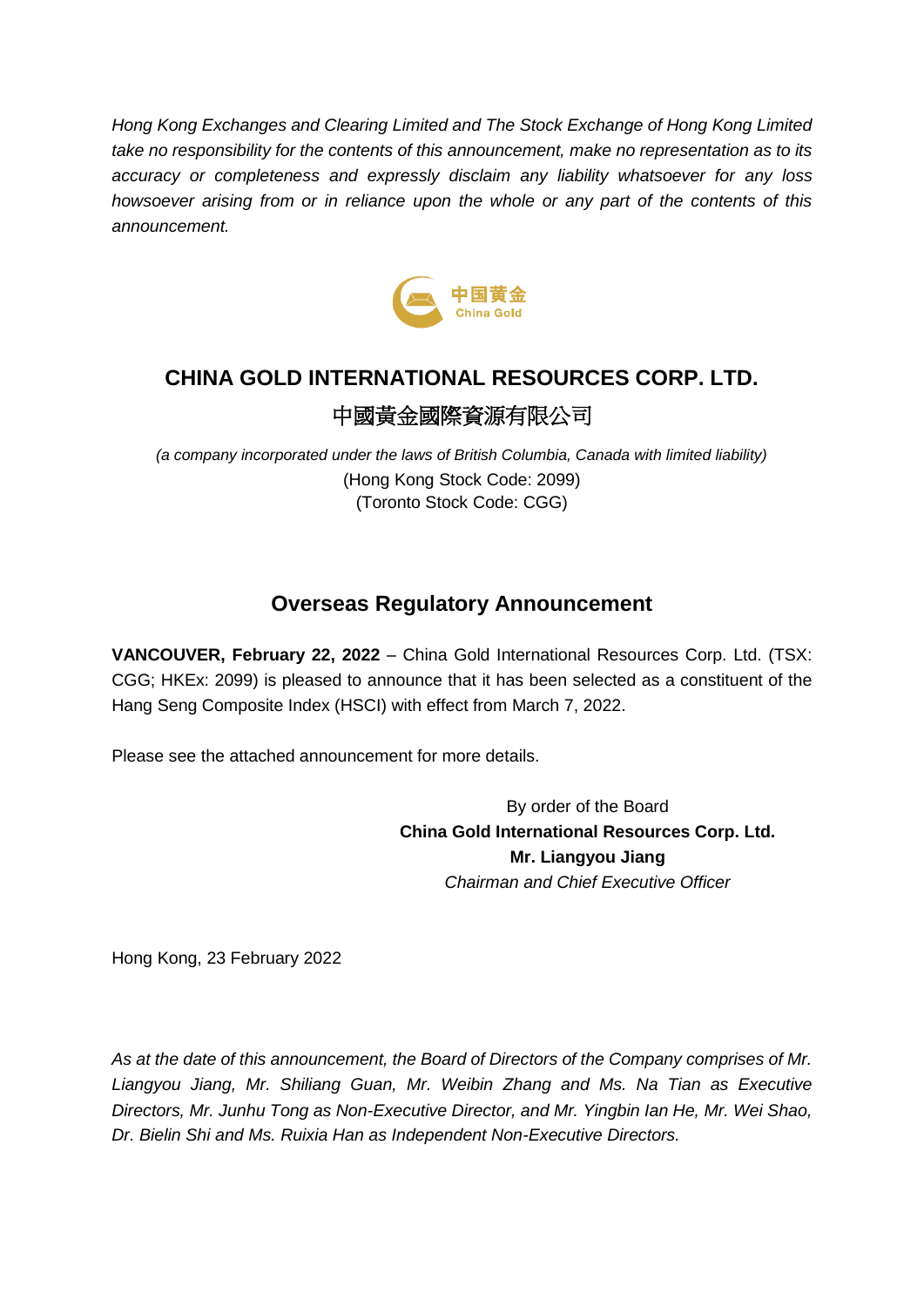*Hong Kong Exchanges and Clearing Limited and The Stock Exchange of Hong Kong Limited take no responsibility for the contents of this announcement, make no representation as to its accuracy or completeness and expressly disclaim any liability whatsoever for any loss howsoever arising from or in reliance upon the whole or any part of the contents of this announcement.*

# CHINA GOLD INTERNATIONAL RESOURCES CORP. LTD.

# 中國黃金國際資源有限公司

*(a company incorporated under the laws of British Columbia, Canada with limited liability)*
(Hong Kong Stock Code: 2099)
(Toronto Stock Code: CGG)

## Overseas Regulatory Announcement

**VANCOUVER, February 22, 2022** – China Gold International Resources Corp. Ltd. (TSX: CGG; HKEx: 2099) is pleased to announce that it has been selected as a constituent of the Hang Seng Composite Index (HSCI) with effect from March 7, 2022.

Please see the attached announcement for more details.

By order of the Board
**China Gold International Resources Corp. Ltd.**
**Mr. Liangyou Jiang**
*Chairman and Chief Executive Officer*

Hong Kong, 23 February 2022

*As at the date of this announcement, the Board of Directors of the Company comprises of Mr. Liangyou Jiang, Mr. Shiliang Guan, Mr. Weibin Zhang and Ms. Na Tian as Executive Directors, Mr. Junhu Tong as Non-Executive Director, and Mr. Yingbin Ian He, Mr. Wei Shao, Dr. Bielin Shi and Ms. Ruixia Han as Independent Non-Executive Directors.*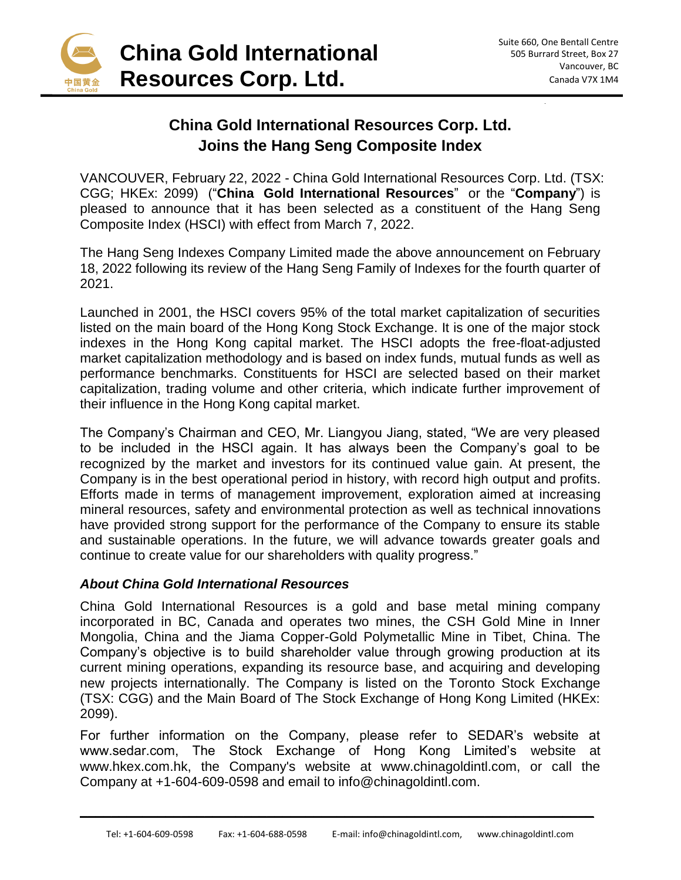# China Gold International Resources Corp. Ltd.

Suite 660, One Bentall Centre
505 Burrard Street, Box 27
Vancouver, BC
Canada V7X 1M4

## China Gold International Resources Corp. Ltd. Joins the Hang Seng Composite Index

VANCOUVER, February 22, 2022 - China Gold International Resources Corp. Ltd. (TSX: CGG; HKEx: 2099) ("**China Gold International Resources**" or the "**Company**") is pleased to announce that it has been selected as a constituent of the Hang Seng Composite Index (HSCI) with effect from March 7, 2022.

The Hang Seng Indexes Company Limited made the above announcement on February 18, 2022 following its review of the Hang Seng Family of Indexes for the fourth quarter of 2021.

Launched in 2001, the HSCI covers 95% of the total market capitalization of securities listed on the main board of the Hong Kong Stock Exchange. It is one of the major stock indexes in the Hong Kong capital market. The HSCI adopts the free-float-adjusted market capitalization methodology and is based on index funds, mutual funds as well as performance benchmarks. Constituents for HSCI are selected based on their market capitalization, trading volume and other criteria, which indicate further improvement of their influence in the Hong Kong capital market.

The Company's Chairman and CEO, Mr. Liangyou Jiang, stated, "We are very pleased to be included in the HSCI again. It has always been the Company's goal to be recognized by the market and investors for its continued value gain. At present, the Company is in the best operational period in history, with record high output and profits. Efforts made in terms of management improvement, exploration aimed at increasing mineral resources, safety and environmental protection as well as technical innovations have provided strong support for the performance of the Company to ensure its stable and sustainable operations. In the future, we will advance towards greater goals and continue to create value for our shareholders with quality progress."

### *About China Gold International Resources*

China Gold International Resources is a gold and base metal mining company incorporated in BC, Canada and operates two mines, the CSH Gold Mine in Inner Mongolia, China and the Jiama Copper-Gold Polymetallic Mine in Tibet, China. The Company's objective is to build shareholder value through growing production at its current mining operations, expanding its resource base, and acquiring and developing new projects internationally. The Company is listed on the Toronto Stock Exchange (TSX: CGG) and the Main Board of The Stock Exchange of Hong Kong Limited (HKEx: 2099).

For further information on the Company, please refer to SEDAR's website at www.sedar.com, The Stock Exchange of Hong Kong Limited's website at www.hkex.com.hk, the Company's website at www.chinagoldintl.com, or call the Company at +1-604-609-0598 and email to info@chinagoldintl.com.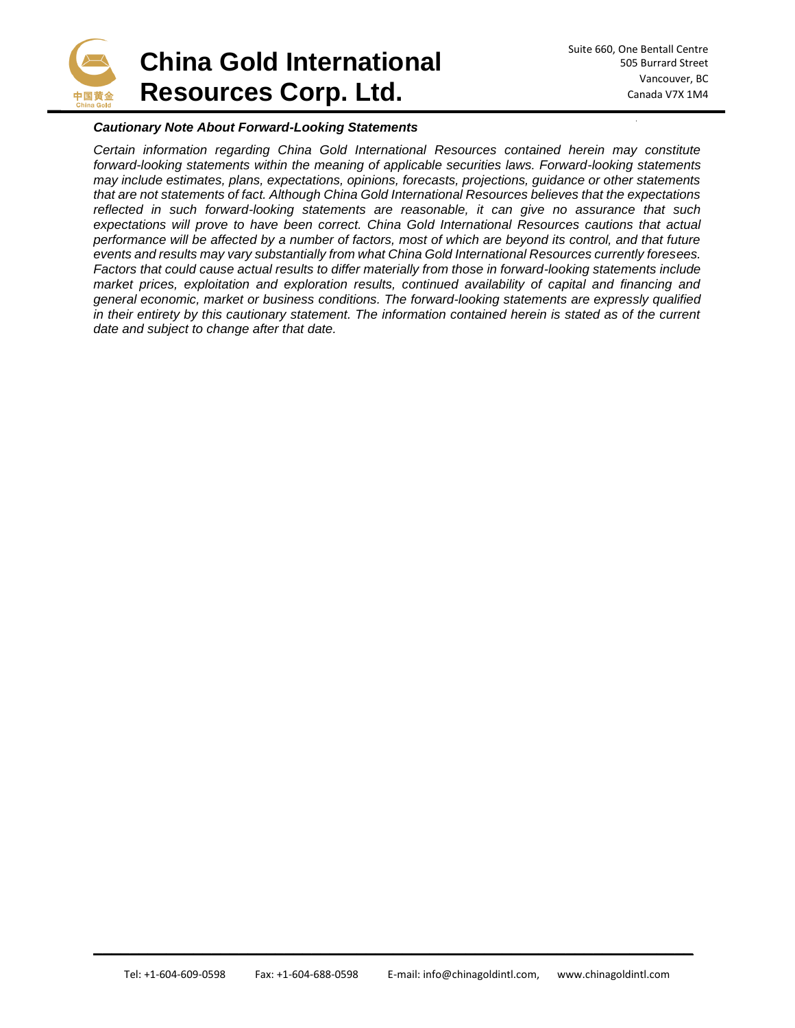### *Cautionary Note About Forward-Looking Statements*

*Certain information regarding China Gold International Resources contained herein may constitute forward-looking statements within the meaning of applicable securities laws. Forward-looking statements may include estimates, plans, expectations, opinions, forecasts, projections, guidance or other statements that are not statements of fact. Although China Gold International Resources believes that the expectations reflected in such forward-looking statements are reasonable, it can give no assurance that such expectations will prove to have been correct. China Gold International Resources cautions that actual performance will be affected by a number of factors, most of which are beyond its control, and that future events and results may vary substantially from what China Gold International Resources currently foresees. Factors that could cause actual results to differ materially from those in forward-looking statements include market prices, exploitation and exploration results, continued availability of capital and financing and general economic, market or business conditions. The forward-looking statements are expressly qualified in their entirety by this cautionary statement. The information contained herein is stated as of the current date and subject to change after that date.*